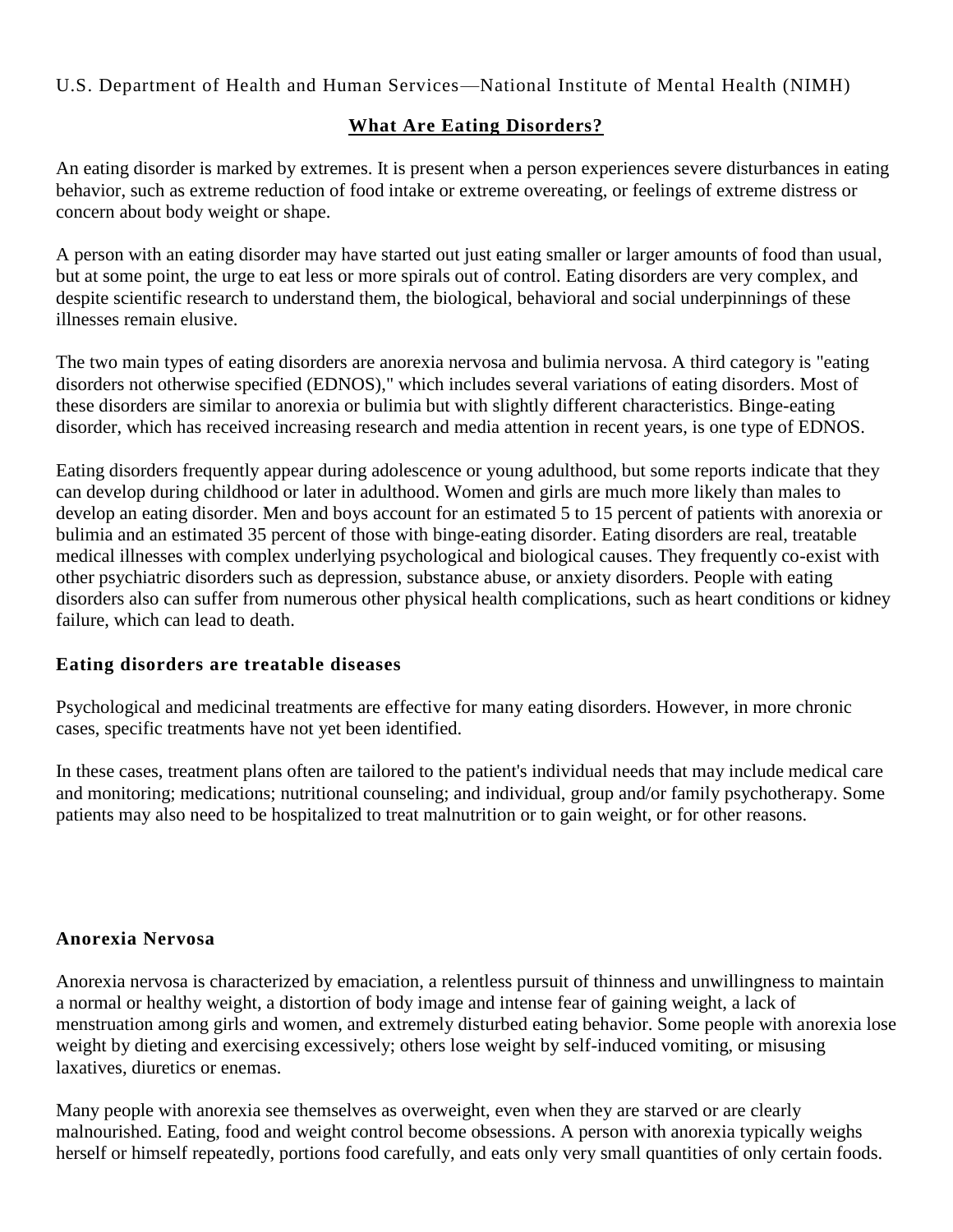U.S. Department of Health and Human Services—National Institute of Mental Health (NIMH)

# What Are Eating Disorders?

An eating disorder is marked by extremes. It is present when a person experiences severe disturbances in eating behavior, such as extreme reduction of food intake or extreme overeating, or feelings of extreme distress or concern about body weight or shape.

A person with an eating disorder may have started out just eating smaller or larger amounts of food than usual, but at some point, the urge to eat less or more spirals out of control. Eating disorders are very complex, and despite scientific research to understand them, the biological, behavioral and social underpinnings of these illnesses remain elusive.

The two main types of eating disorders are anorexia nervosa and bulimia nervosa. A third category is "eating disorders not otherwise specified (EDNOS)," which includes several variations of eating disorders. Most of these disorders are similar to anorexia or bulimia but with slightly different characteristics. Binge-eating disorder, which has received increasing research and media attention in recent years, is one type of EDNOS.

Eating disorders frequently appear during adolescence or young adulthood, but some reports indicate that they can develop during childhood or later in adulthood. Women and girls are much more likely than males to develop an eating disorder. Men and boys account for an estimated 5 to 15 percent of patients with anorexia or bulimia and an estimated 35 percent of those with binge-eating disorder. Eating disorders are real, treatable medical illnesses with complex underlying psychological and biological causes. They frequently co-exist with other psychiatric disorders such as depression, substance abuse, or anxiety disorders. People with eating disorders also can suffer from numerous other physical health complications, such as heart conditions or kidney failure, which can lead to death.

## Eating disorders are treatable diseases

Psychological and medicinal treatments are effective for many eating disorders. However, in more chronic cases, specific treatments have not yet been identified.

In these cases, treatment plans often are tailored to the patient's individual needs that may include medical care and monitoring; medications; nutritional counseling; and individual, group and/or family psychotherapy. Some patients may also need to be hospitalized to treat malnutrition or to gain weight, or for other reasons.

## Anorexia Nervosa

Anorexia nervosa is characterized by emaciation, a relentless pursuit of thinness and unwillingness to maintain a normal or healthy weight, a distortion of body image and intense fear of gaining weight, a lack of menstruation among girls and women, and extremely disturbed eating behavior. Some people with anorexia lose weight by dieting and exercising excessively; others lose weight by self-induced vomiting, or misusing laxatives, diuretics or enemas.

Many people with anorexia see themselves as overweight, even when they are starved or are clearly malnourished. Eating, food and weight control become obsessions. A person with anorexia typically weighs herself or himself repeatedly, portions food carefully, and eats only very small quantities of only certain foods.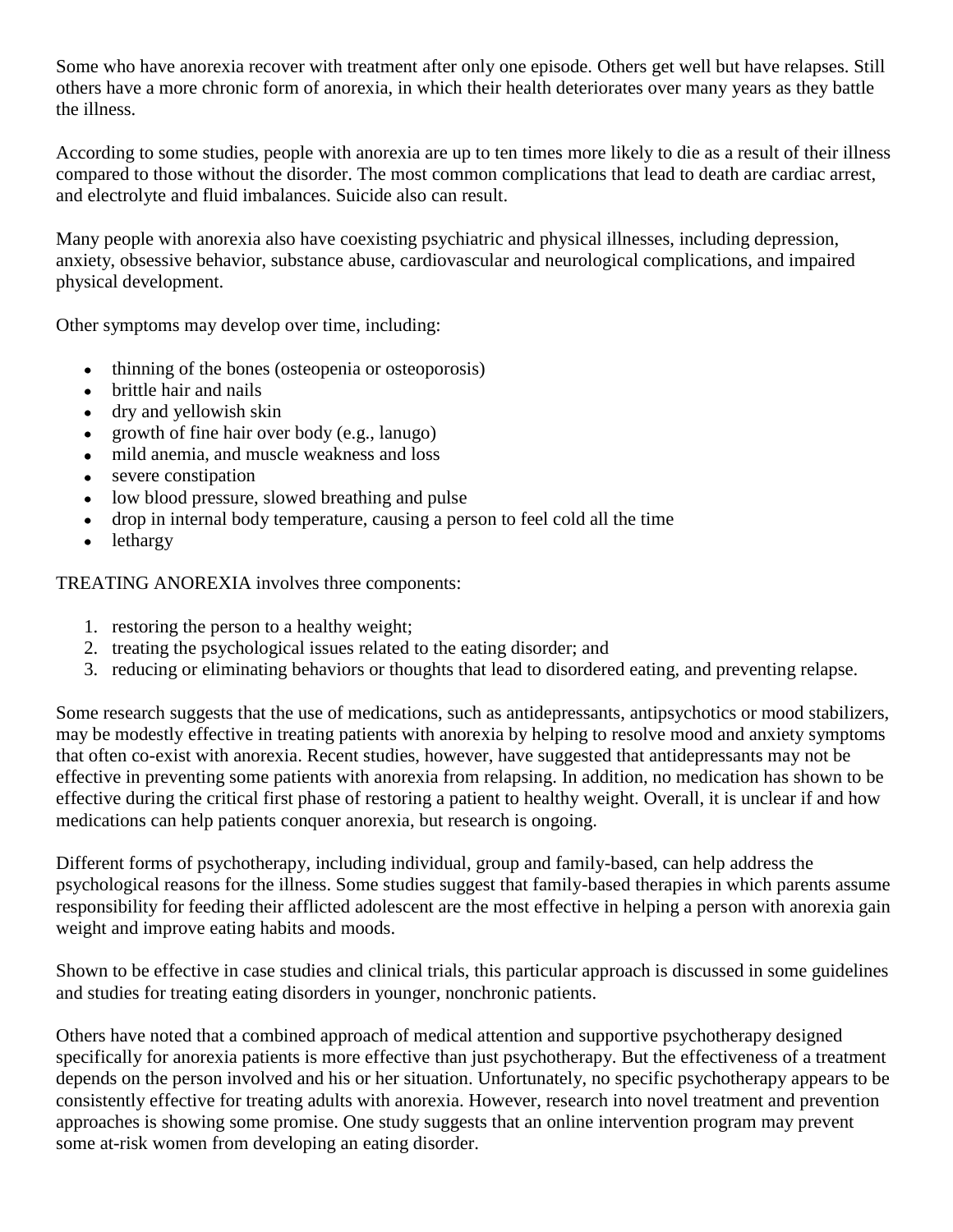Some who have anorexia recover with treatment after only one episode. Others get well but have relapses. Still others have a more chronic form of anorexia, in which their health deteriorates over many years as they battle the illness.

According to some studies, people with anorexia are up to ten times more likely to die as a result of their illness compared to those without the disorder. The most common complications that lead to death are cardiac arrest, and electrolyte and fluid imbalances. Suicide also can result.

Many people with anorexia also have coexisting psychiatric and physical illnesses, including depression, anxiety, obsessive behavior, substance abuse, cardiovascular and neurological complications, and impaired physical development.

Other symptoms may develop over time, including:

- thinning of the bones (osteopenia or osteoporosis)
- brittle hair and nails
- dry and yellowish skin
- growth of fine hair over body (e.g., lanugo)
- mild anemia, and muscle weakness and loss
- severe constipation
- low blood pressure, slowed breathing and pulse
- drop in internal body temperature, causing a person to feel cold all the time
- lethargy

TREATING ANOREXIA involves three components:

1. restoring the person to a healthy weight;
2. treating the psychological issues related to the eating disorder; and
3. reducing or eliminating behaviors or thoughts that lead to disordered eating, and preventing relapse.

Some research suggests that the use of medications, such as antidepressants, antipsychotics or mood stabilizers, may be modestly effective in treating patients with anorexia by helping to resolve mood and anxiety symptoms that often co-exist with anorexia. Recent studies, however, have suggested that antidepressants may not be effective in preventing some patients with anorexia from relapsing. In addition, no medication has shown to be effective during the critical first phase of restoring a patient to healthy weight. Overall, it is unclear if and how medications can help patients conquer anorexia, but research is ongoing.

Different forms of psychotherapy, including individual, group and family-based, can help address the psychological reasons for the illness. Some studies suggest that family-based therapies in which parents assume responsibility for feeding their afflicted adolescent are the most effective in helping a person with anorexia gain weight and improve eating habits and moods.

Shown to be effective in case studies and clinical trials, this particular approach is discussed in some guidelines and studies for treating eating disorders in younger, nonchronic patients.

Others have noted that a combined approach of medical attention and supportive psychotherapy designed specifically for anorexia patients is more effective than just psychotherapy. But the effectiveness of a treatment depends on the person involved and his or her situation. Unfortunately, no specific psychotherapy appears to be consistently effective for treating adults with anorexia. However, research into novel treatment and prevention approaches is showing some promise. One study suggests that an online intervention program may prevent some at-risk women from developing an eating disorder.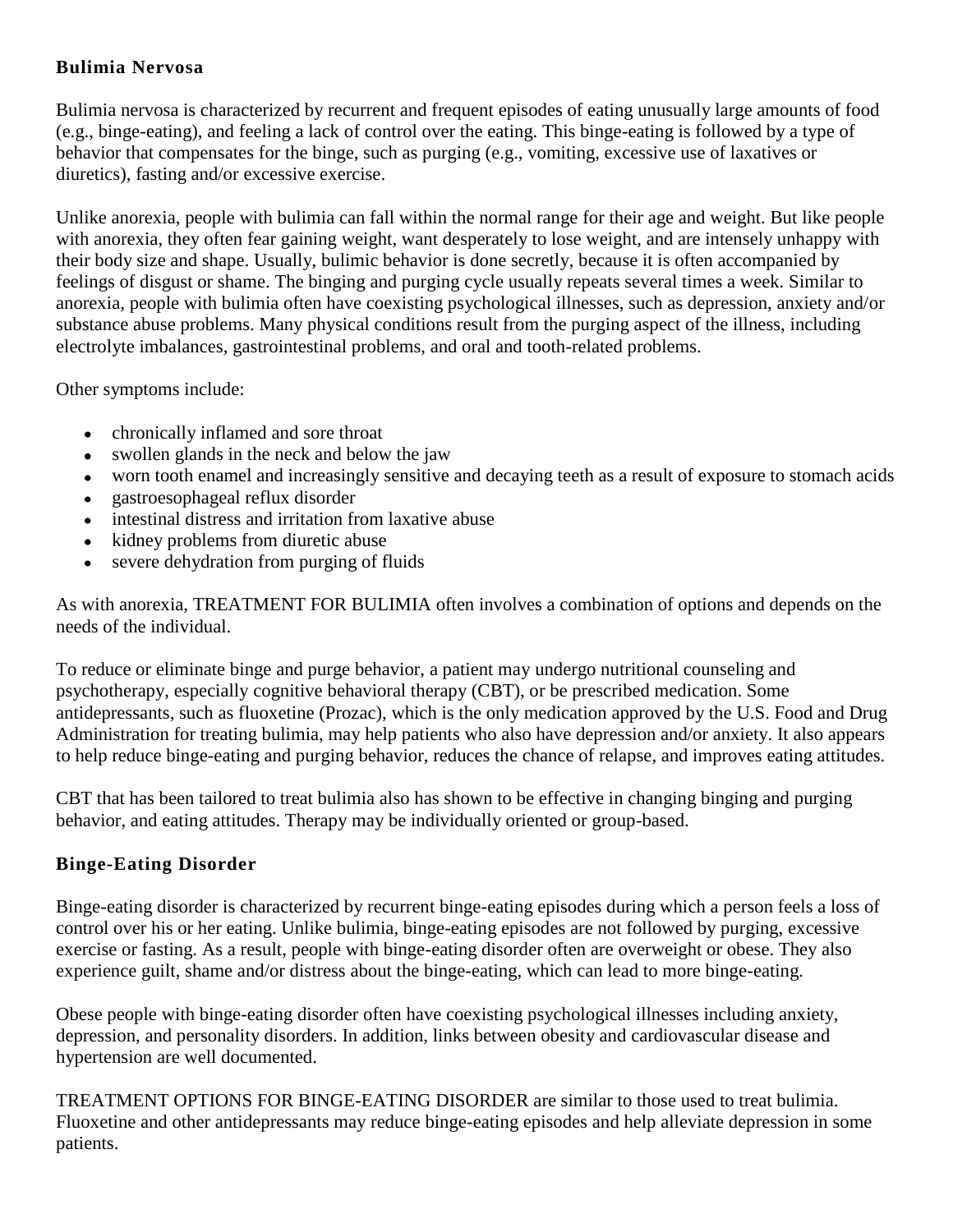### Bulimia Nervosa

Bulimia nervosa is characterized by recurrent and frequent episodes of eating unusually large amounts of food (e.g., binge-eating), and feeling a lack of control over the eating. This binge-eating is followed by a type of behavior that compensates for the binge, such as purging (e.g., vomiting, excessive use of laxatives or diuretics), fasting and/or excessive exercise.

Unlike anorexia, people with bulimia can fall within the normal range for their age and weight. But like people with anorexia, they often fear gaining weight, want desperately to lose weight, and are intensely unhappy with their body size and shape. Usually, bulimic behavior is done secretly, because it is often accompanied by feelings of disgust or shame. The binging and purging cycle usually repeats several times a week. Similar to anorexia, people with bulimia often have coexisting psychological illnesses, such as depression, anxiety and/or substance abuse problems. Many physical conditions result from the purging aspect of the illness, including electrolyte imbalances, gastrointestinal problems, and oral and tooth-related problems.

Other symptoms include:

- chronically inflamed and sore throat
- swollen glands in the neck and below the jaw
- worn tooth enamel and increasingly sensitive and decaying teeth as a result of exposure to stomach acids
- gastroesophageal reflux disorder
- intestinal distress and irritation from laxative abuse
- kidney problems from diuretic abuse
- severe dehydration from purging of fluids

As with anorexia, TREATMENT FOR BULIMIA often involves a combination of options and depends on the needs of the individual.

To reduce or eliminate binge and purge behavior, a patient may undergo nutritional counseling and psychotherapy, especially cognitive behavioral therapy (CBT), or be prescribed medication. Some antidepressants, such as fluoxetine (Prozac), which is the only medication approved by the U.S. Food and Drug Administration for treating bulimia, may help patients who also have depression and/or anxiety. It also appears to help reduce binge-eating and purging behavior, reduces the chance of relapse, and improves eating attitudes.

CBT that has been tailored to treat bulimia also has shown to be effective in changing binging and purging behavior, and eating attitudes. Therapy may be individually oriented or group-based.

### Binge-Eating Disorder

Binge-eating disorder is characterized by recurrent binge-eating episodes during which a person feels a loss of control over his or her eating. Unlike bulimia, binge-eating episodes are not followed by purging, excessive exercise or fasting. As a result, people with binge-eating disorder often are overweight or obese. They also experience guilt, shame and/or distress about the binge-eating, which can lead to more binge-eating.

Obese people with binge-eating disorder often have coexisting psychological illnesses including anxiety, depression, and personality disorders. In addition, links between obesity and cardiovascular disease and hypertension are well documented.

TREATMENT OPTIONS FOR BINGE-EATING DISORDER are similar to those used to treat bulimia. Fluoxetine and other antidepressants may reduce binge-eating episodes and help alleviate depression in some patients.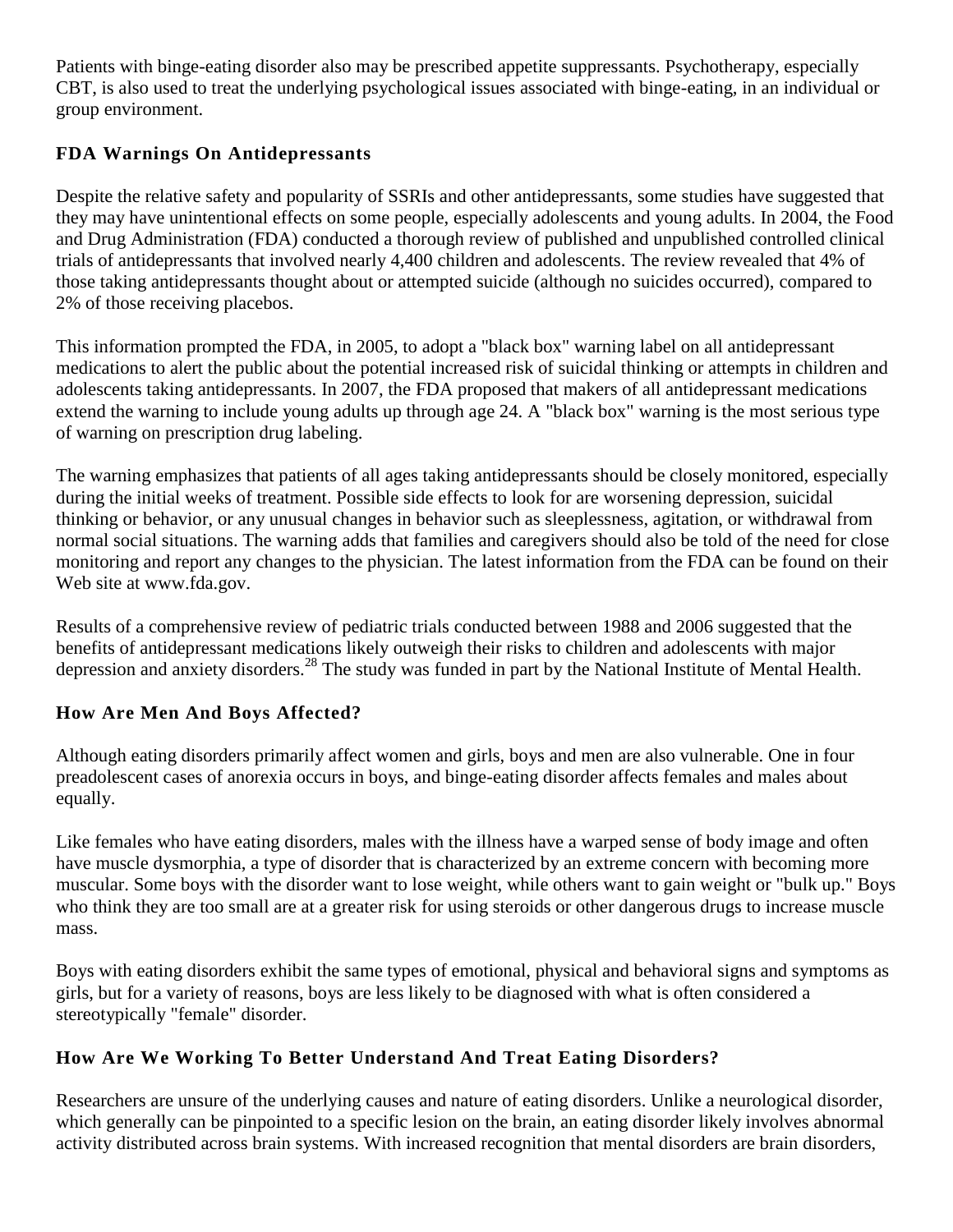Patients with binge-eating disorder also may be prescribed appetite suppressants. Psychotherapy, especially CBT, is also used to treat the underlying psychological issues associated with binge-eating, in an individual or group environment.

### FDA Warnings On Antidepressants

Despite the relative safety and popularity of SSRIs and other antidepressants, some studies have suggested that they may have unintentional effects on some people, especially adolescents and young adults. In 2004, the Food and Drug Administration (FDA) conducted a thorough review of published and unpublished controlled clinical trials of antidepressants that involved nearly 4,400 children and adolescents. The review revealed that 4% of those taking antidepressants thought about or attempted suicide (although no suicides occurred), compared to 2% of those receiving placebos.

This information prompted the FDA, in 2005, to adopt a "black box" warning label on all antidepressant medications to alert the public about the potential increased risk of suicidal thinking or attempts in children and adolescents taking antidepressants. In 2007, the FDA proposed that makers of all antidepressant medications extend the warning to include young adults up through age 24. A "black box" warning is the most serious type of warning on prescription drug labeling.

The warning emphasizes that patients of all ages taking antidepressants should be closely monitored, especially during the initial weeks of treatment. Possible side effects to look for are worsening depression, suicidal thinking or behavior, or any unusual changes in behavior such as sleeplessness, agitation, or withdrawal from normal social situations. The warning adds that families and caregivers should also be told of the need for close monitoring and report any changes to the physician. The latest information from the FDA can be found on their Web site at www.fda.gov.

Results of a comprehensive review of pediatric trials conducted between 1988 and 2006 suggested that the benefits of antidepressant medications likely outweigh their risks to children and adolescents with major depression and anxiety disorders.[28] The study was funded in part by the National Institute of Mental Health.

### How Are Men And Boys Affected?

Although eating disorders primarily affect women and girls, boys and men are also vulnerable. One in four preadolescent cases of anorexia occurs in boys, and binge-eating disorder affects females and males about equally.

Like females who have eating disorders, males with the illness have a warped sense of body image and often have muscle dysmorphia, a type of disorder that is characterized by an extreme concern with becoming more muscular. Some boys with the disorder want to lose weight, while others want to gain weight or "bulk up." Boys who think they are too small are at a greater risk for using steroids or other dangerous drugs to increase muscle mass.

Boys with eating disorders exhibit the same types of emotional, physical and behavioral signs and symptoms as girls, but for a variety of reasons, boys are less likely to be diagnosed with what is often considered a stereotypically "female" disorder.

### How Are We Working To Better Understand And Treat Eating Disorders?

Researchers are unsure of the underlying causes and nature of eating disorders. Unlike a neurological disorder, which generally can be pinpointed to a specific lesion on the brain, an eating disorder likely involves abnormal activity distributed across brain systems. With increased recognition that mental disorders are brain disorders,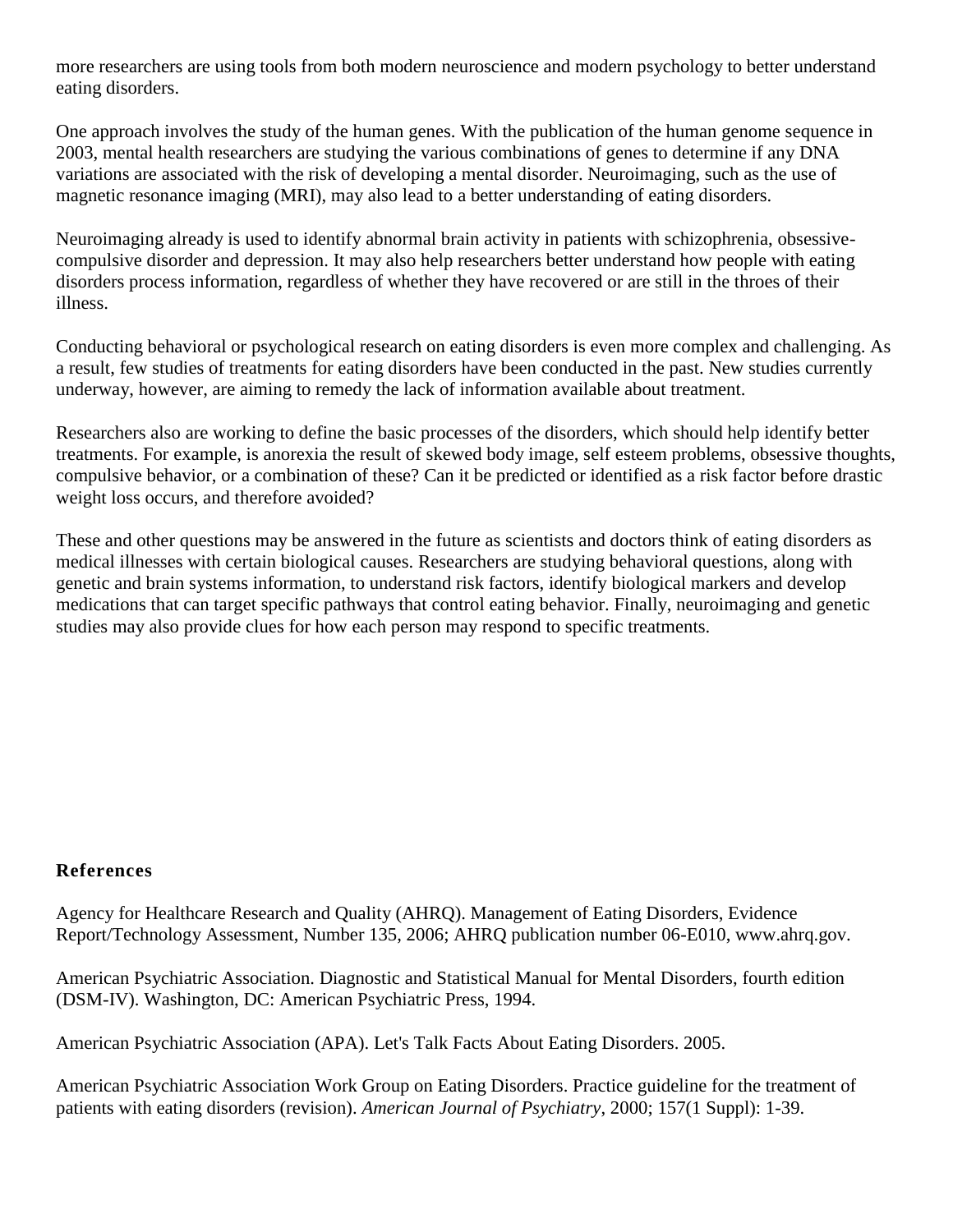more researchers are using tools from both modern neuroscience and modern psychology to better understand eating disorders.

One approach involves the study of the human genes. With the publication of the human genome sequence in 2003, mental health researchers are studying the various combinations of genes to determine if any DNA variations are associated with the risk of developing a mental disorder. Neuroimaging, such as the use of magnetic resonance imaging (MRI), may also lead to a better understanding of eating disorders.

Neuroimaging already is used to identify abnormal brain activity in patients with schizophrenia, obsessive-compulsive disorder and depression. It may also help researchers better understand how people with eating disorders process information, regardless of whether they have recovered or are still in the throes of their illness.

Conducting behavioral or psychological research on eating disorders is even more complex and challenging. As a result, few studies of treatments for eating disorders have been conducted in the past. New studies currently underway, however, are aiming to remedy the lack of information available about treatment.

Researchers also are working to define the basic processes of the disorders, which should help identify better treatments. For example, is anorexia the result of skewed body image, self esteem problems, obsessive thoughts, compulsive behavior, or a combination of these? Can it be predicted or identified as a risk factor before drastic weight loss occurs, and therefore avoided?

These and other questions may be answered in the future as scientists and doctors think of eating disorders as medical illnesses with certain biological causes. Researchers are studying behavioral questions, along with genetic and brain systems information, to understand risk factors, identify biological markers and develop medications that can target specific pathways that control eating behavior. Finally, neuroimaging and genetic studies may also provide clues for how each person may respond to specific treatments.

## References

Agency for Healthcare Research and Quality (AHRQ). Management of Eating Disorders, Evidence Report/Technology Assessment, Number 135, 2006; AHRQ publication number 06-E010, www.ahrq.gov.

American Psychiatric Association. Diagnostic and Statistical Manual for Mental Disorders, fourth edition (DSM-IV). Washington, DC: American Psychiatric Press, 1994.

American Psychiatric Association (APA). Let's Talk Facts About Eating Disorders. 2005.

American Psychiatric Association Work Group on Eating Disorders. Practice guideline for the treatment of patients with eating disorders (revision). *American Journal of Psychiatry*, 2000; 157(1 Suppl): 1-39.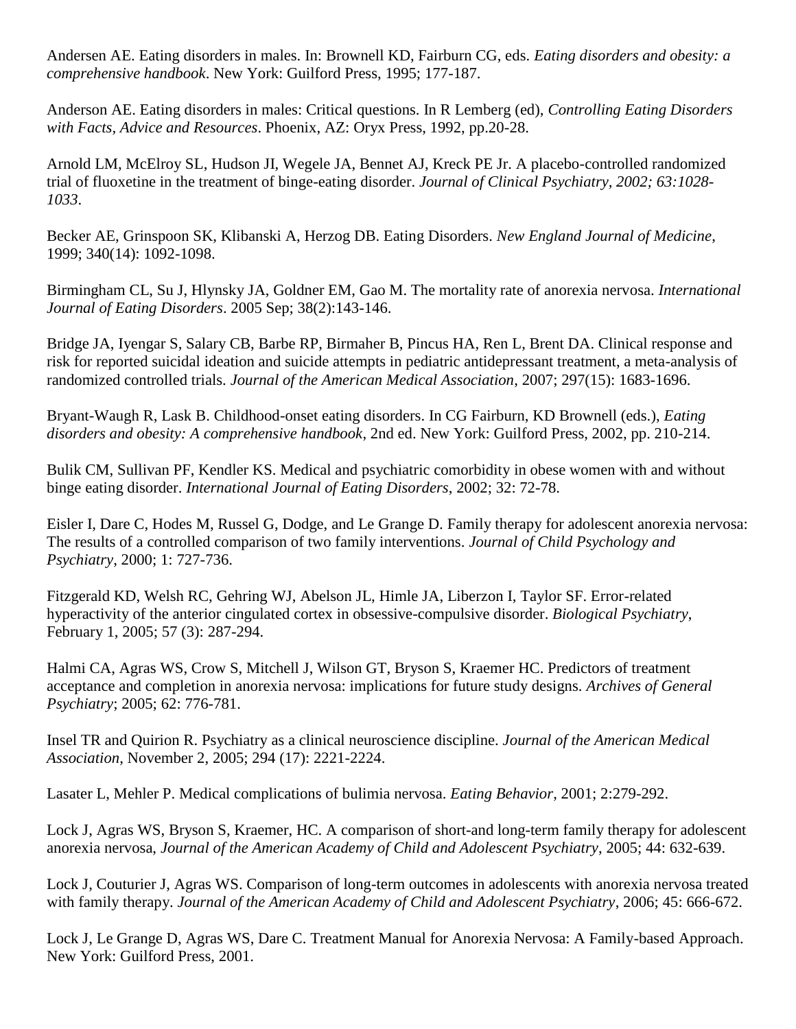Andersen AE. Eating disorders in males. In: Brownell KD, Fairburn CG, eds. *Eating disorders and obesity: a comprehensive handbook*. New York: Guilford Press, 1995; 177-187.

Anderson AE. Eating disorders in males: Critical questions. In R Lemberg (ed), *Controlling Eating Disorders with Facts, Advice and Resources*. Phoenix, AZ: Oryx Press, 1992, pp.20-28.

Arnold LM, McElroy SL, Hudson JI, Wegele JA, Bennet AJ, Kreck PE Jr. A placebo-controlled randomized trial of fluoxetine in the treatment of binge-eating disorder. *Journal of Clinical Psychiatry, 2002; 63:1028-1033*.

Becker AE, Grinspoon SK, Klibanski A, Herzog DB. Eating Disorders. *New England Journal of Medicine*, 1999; 340(14): 1092-1098.

Birmingham CL, Su J, Hlynsky JA, Goldner EM, Gao M. The mortality rate of anorexia nervosa. *International Journal of Eating Disorders*. 2005 Sep; 38(2):143-146.

Bridge JA, Iyengar S, Salary CB, Barbe RP, Birmaher B, Pincus HA, Ren L, Brent DA. Clinical response and risk for reported suicidal ideation and suicide attempts in pediatric antidepressant treatment, a meta-analysis of randomized controlled trials. *Journal of the American Medical Association*, 2007; 297(15): 1683-1696.

Bryant-Waugh R, Lask B. Childhood-onset eating disorders. In CG Fairburn, KD Brownell (eds.), *Eating disorders and obesity: A comprehensive handbook*, 2nd ed. New York: Guilford Press, 2002, pp. 210-214.

Bulik CM, Sullivan PF, Kendler KS. Medical and psychiatric comorbidity in obese women with and without binge eating disorder. *International Journal of Eating Disorders*, 2002; 32: 72-78.

Eisler I, Dare C, Hodes M, Russel G, Dodge, and Le Grange D. Family therapy for adolescent anorexia nervosa: The results of a controlled comparison of two family interventions. *Journal of Child Psychology and Psychiatry*, 2000; 1: 727-736.

Fitzgerald KD, Welsh RC, Gehring WJ, Abelson JL, Himle JA, Liberzon I, Taylor SF. Error-related hyperactivity of the anterior cingulated cortex in obsessive-compulsive disorder. *Biological Psychiatry*, February 1, 2005; 57 (3): 287-294.

Halmi CA, Agras WS, Crow S, Mitchell J, Wilson GT, Bryson S, Kraemer HC. Predictors of treatment acceptance and completion in anorexia nervosa: implications for future study designs. *Archives of General Psychiatry*; 2005; 62: 776-781.

Insel TR and Quirion R. Psychiatry as a clinical neuroscience discipline. *Journal of the American Medical Association*, November 2, 2005; 294 (17): 2221-2224.

Lasater L, Mehler P. Medical complications of bulimia nervosa. *Eating Behavior*, 2001; 2:279-292.

Lock J, Agras WS, Bryson S, Kraemer, HC. A comparison of short-and long-term family therapy for adolescent anorexia nervosa, *Journal of the American Academy of Child and Adolescent Psychiatry*, 2005; 44: 632-639.

Lock J, Couturier J, Agras WS. Comparison of long-term outcomes in adolescents with anorexia nervosa treated with family therapy. *Journal of the American Academy of Child and Adolescent Psychiatry*, 2006; 45: 666-672.

Lock J, Le Grange D, Agras WS, Dare C. Treatment Manual for Anorexia Nervosa: A Family-based Approach. New York: Guilford Press, 2001.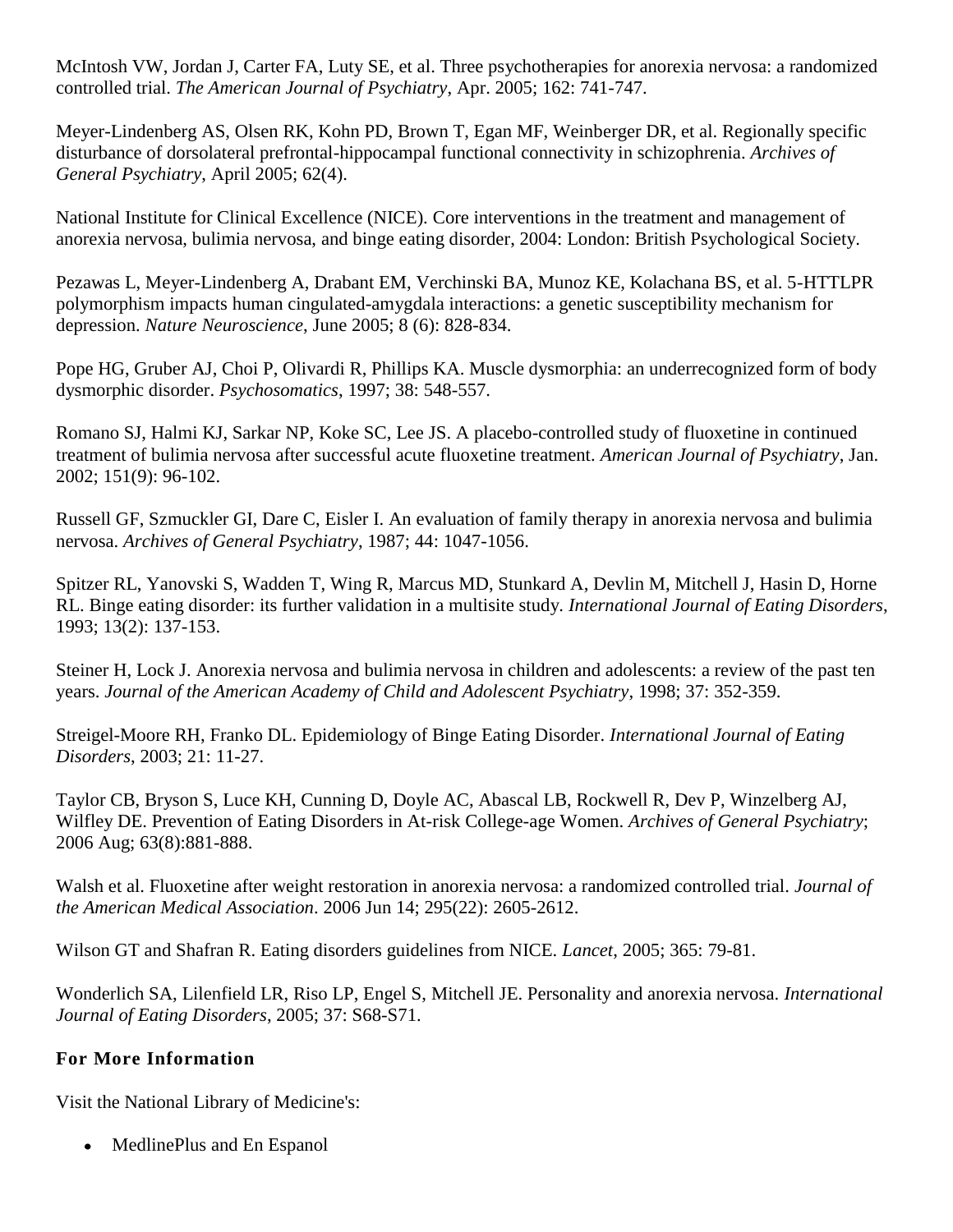McIntosh VW, Jordan J, Carter FA, Luty SE, et al. Three psychotherapies for anorexia nervosa: a randomized controlled trial. *The American Journal of Psychiatry*, Apr. 2005; 162: 741-747.

Meyer-Lindenberg AS, Olsen RK, Kohn PD, Brown T, Egan MF, Weinberger DR, et al. Regionally specific disturbance of dorsolateral prefrontal-hippocampal functional connectivity in schizophrenia. *Archives of General Psychiatry*, April 2005; 62(4).

National Institute for Clinical Excellence (NICE). Core interventions in the treatment and management of anorexia nervosa, bulimia nervosa, and binge eating disorder, 2004: London: British Psychological Society.

Pezawas L, Meyer-Lindenberg A, Drabant EM, Verchinski BA, Munoz KE, Kolachana BS, et al. 5-HTTLPR polymorphism impacts human cingulated-amygdala interactions: a genetic susceptibility mechanism for depression. *Nature Neuroscience*, June 2005; 8 (6): 828-834.

Pope HG, Gruber AJ, Choi P, Olivardi R, Phillips KA. Muscle dysmorphia: an underrecognized form of body dysmorphic disorder. *Psychosomatics*, 1997; 38: 548-557.

Romano SJ, Halmi KJ, Sarkar NP, Koke SC, Lee JS. A placebo-controlled study of fluoxetine in continued treatment of bulimia nervosa after successful acute fluoxetine treatment. *American Journal of Psychiatry*, Jan. 2002; 151(9): 96-102.

Russell GF, Szmuckler GI, Dare C, Eisler I. An evaluation of family therapy in anorexia nervosa and bulimia nervosa. *Archives of General Psychiatry*, 1987; 44: 1047-1056.

Spitzer RL, Yanovski S, Wadden T, Wing R, Marcus MD, Stunkard A, Devlin M, Mitchell J, Hasin D, Horne RL. Binge eating disorder: its further validation in a multisite study. *International Journal of Eating Disorders*, 1993; 13(2): 137-153.

Steiner H, Lock J. Anorexia nervosa and bulimia nervosa in children and adolescents: a review of the past ten years. *Journal of the American Academy of Child and Adolescent Psychiatry*, 1998; 37: 352-359.

Streigel-Moore RH, Franko DL. Epidemiology of Binge Eating Disorder. *International Journal of Eating Disorders*, 2003; 21: 11-27.

Taylor CB, Bryson S, Luce KH, Cunning D, Doyle AC, Abascal LB, Rockwell R, Dev P, Winzelberg AJ, Wilfley DE. Prevention of Eating Disorders in At-risk College-age Women. *Archives of General Psychiatry*; 2006 Aug; 63(8):881-888.

Walsh et al. Fluoxetine after weight restoration in anorexia nervosa: a randomized controlled trial. *Journal of the American Medical Association*. 2006 Jun 14; 295(22): 2605-2612.

Wilson GT and Shafran R. Eating disorders guidelines from NICE. *Lancet*, 2005; 365: 79-81.

Wonderlich SA, Lilenfield LR, Riso LP, Engel S, Mitchell JE. Personality and anorexia nervosa. *International Journal of Eating Disorders*, 2005; 37: S68-S71.

### For More Information

Visit the National Library of Medicine's:

- MedlinePlus and En Espanol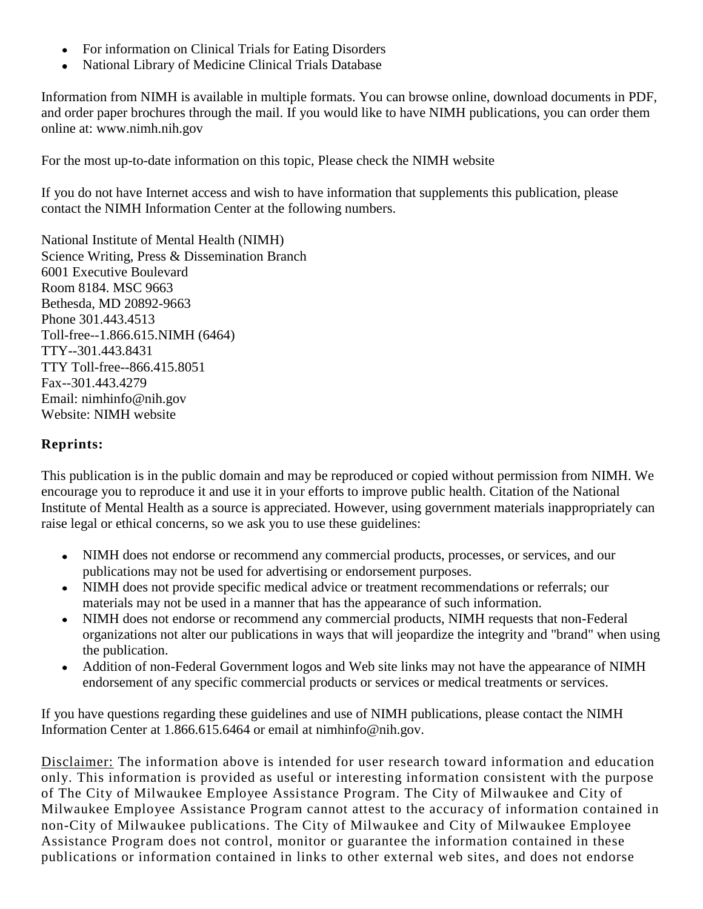- For information on Clinical Trials for Eating Disorders
- National Library of Medicine Clinical Trials Database

Information from NIMH is available in multiple formats. You can browse online, download documents in PDF, and order paper brochures through the mail. If you would like to have NIMH publications, you can order them online at: www.nimh.nih.gov

For the most up-to-date information on this topic, Please check the NIMH website

If you do not have Internet access and wish to have information that supplements this publication, please contact the NIMH Information Center at the following numbers.

National Institute of Mental Health (NIMH)
Science Writing, Press & Dissemination Branch
6001 Executive Boulevard
Room 8184. MSC 9663
Bethesda, MD 20892-9663
Phone 301.443.4513
Toll-free--1.866.615.NIMH (6464)
TTY--301.443.8431
TTY Toll-free--866.415.8051
Fax--301.443.4279
Email: nimhinfo@nih.gov
Website: NIMH website

**Reprints:**

This publication is in the public domain and may be reproduced or copied without permission from NIMH. We encourage you to reproduce it and use it in your efforts to improve public health. Citation of the National Institute of Mental Health as a source is appreciated. However, using government materials inappropriately can raise legal or ethical concerns, so we ask you to use these guidelines:

- NIMH does not endorse or recommend any commercial products, processes, or services, and our publications may not be used for advertising or endorsement purposes.
- NIMH does not provide specific medical advice or treatment recommendations or referrals; our materials may not be used in a manner that has the appearance of such information.
- NIMH does not endorse or recommend any commercial products, NIMH requests that non-Federal organizations not alter our publications in ways that will jeopardize the integrity and "brand" when using the publication.
- Addition of non-Federal Government logos and Web site links may not have the appearance of NIMH endorsement of any specific commercial products or services or medical treatments or services.

If you have questions regarding these guidelines and use of NIMH publications, please contact the NIMH Information Center at 1.866.615.6464 or email at nimhinfo@nih.gov.

Disclaimer: The information above is intended for user research toward information and education only. This information is provided as useful or interesting information consistent with the purpose of The City of Milwaukee Employee Assistance Program. The City of Milwaukee and City of Milwaukee Employee Assistance Program cannot attest to the accuracy of information contained in non-City of Milwaukee publications. The City of Milwaukee and City of Milwaukee Employee Assistance Program does not control, monitor or guarantee the information contained in these publications or information contained in links to other external web sites, and does not endorse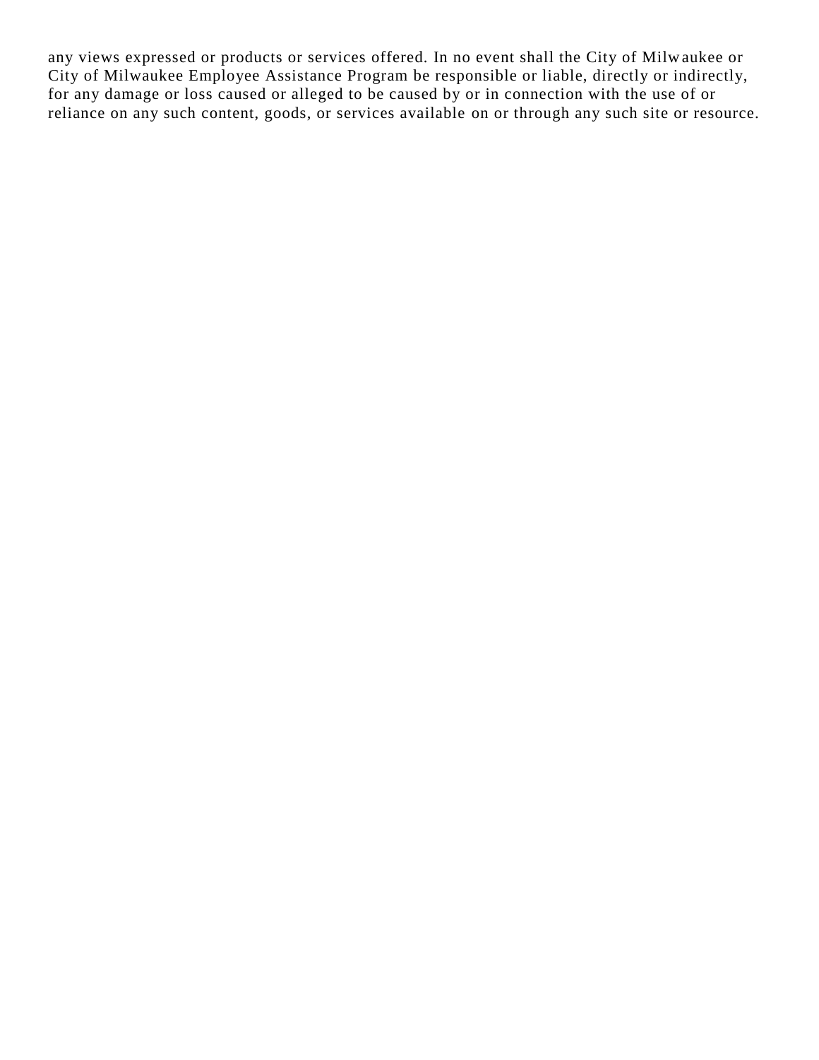any views expressed or products or services offered. In no event shall the City of Milwaukee or City of Milwaukee Employee Assistance Program be responsible or liable, directly or indirectly, for any damage or loss caused or alleged to be caused by or in connection with the use of or reliance on any such content, goods, or services available on or through any such site or resource.